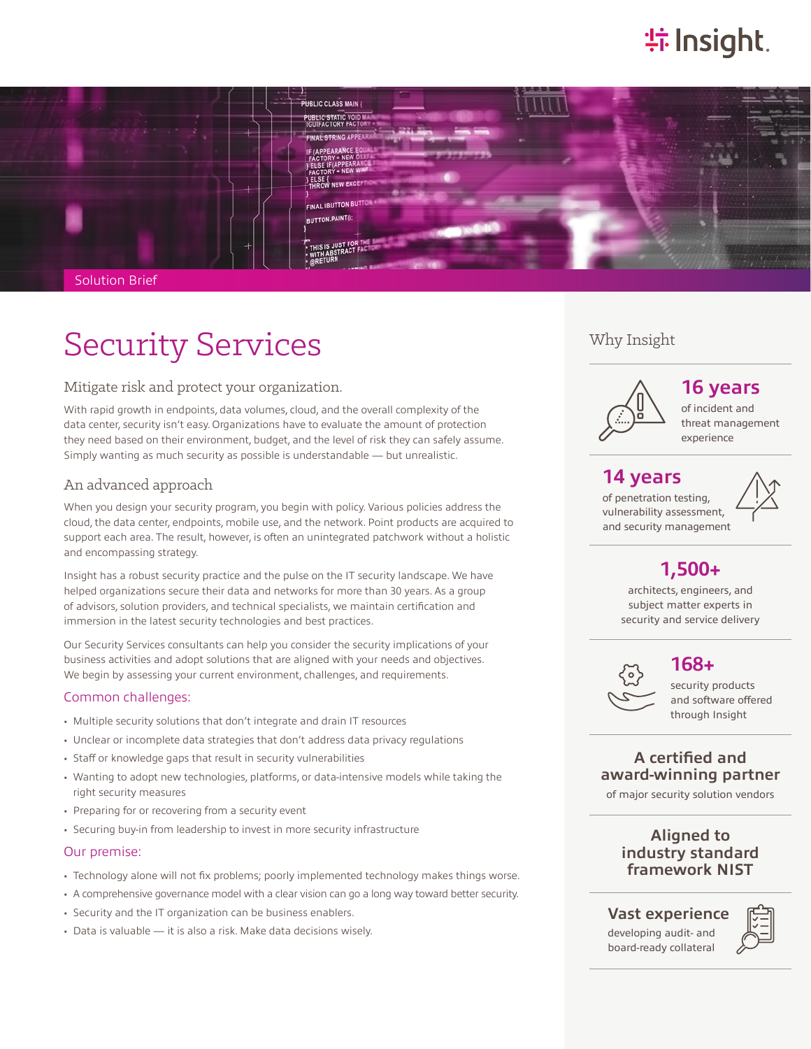Solution Brief

# Security Services

## Mitigate risk and protect your organization.

With rapid growth in endpoints, data volumes, cloud, and the overall complexity of the data center, security isn't easy. Organizations have to evaluate the amount of protection they need based on their environment, budget, and the level of risk they can safely assume. Simply wanting as much security as possible is understandable — but unrealistic.

## An advanced approach

When you design your security program, you begin with policy. Various policies address the cloud, the data center, endpoints, mobile use, and the network. Point products are acquired to support each area. The result, however, is often an unintegrated patchwork without a holistic and encompassing strategy.

Insight has a robust security practice and the pulse on the IT security landscape. We have helped organizations secure their data and networks for more than 30 years. As a group of advisors, solution providers, and technical specialists, we maintain certification and immersion in the latest security technologies and best practices.

Our Security Services consultants can help you consider the security implications of your business activities and adopt solutions that are aligned with your needs and objectives. We begin by assessing your current environment, challenges, and requirements.

### Common challenges:

- Multiple security solutions that don't integrate and drain IT resources
- Unclear or incomplete data strategies that don't address data privacy regulations
- Staff or knowledge gaps that result in security vulnerabilities
- Wanting to adopt new technologies, platforms, or data-intensive models while taking the right security measures
- Preparing for or recovering from a security event
- Securing buy-in from leadership to invest in more security infrastructure

### Our premise:

- Technology alone will not fix problems; poorly implemented technology makes things worse.
- A comprehensive governance model with a clear vision can go a long way toward better security.
- Security and the IT organization can be business enablers.
- Data is valuable — it is also a risk. Make data decisions wisely.

## Why Insight

**16 years**
of incident and threat management experience

**14 years**
of penetration testing, vulnerability assessment, and security management

**1,500+**
architects, engineers, and subject matter experts in security and service delivery

**168+**
security products and software offered through Insight

**A certified and award-winning partner**
of major security solution vendors

**Aligned to industry standard framework NIST**

**Vast experience**
developing audit- and board-ready collateral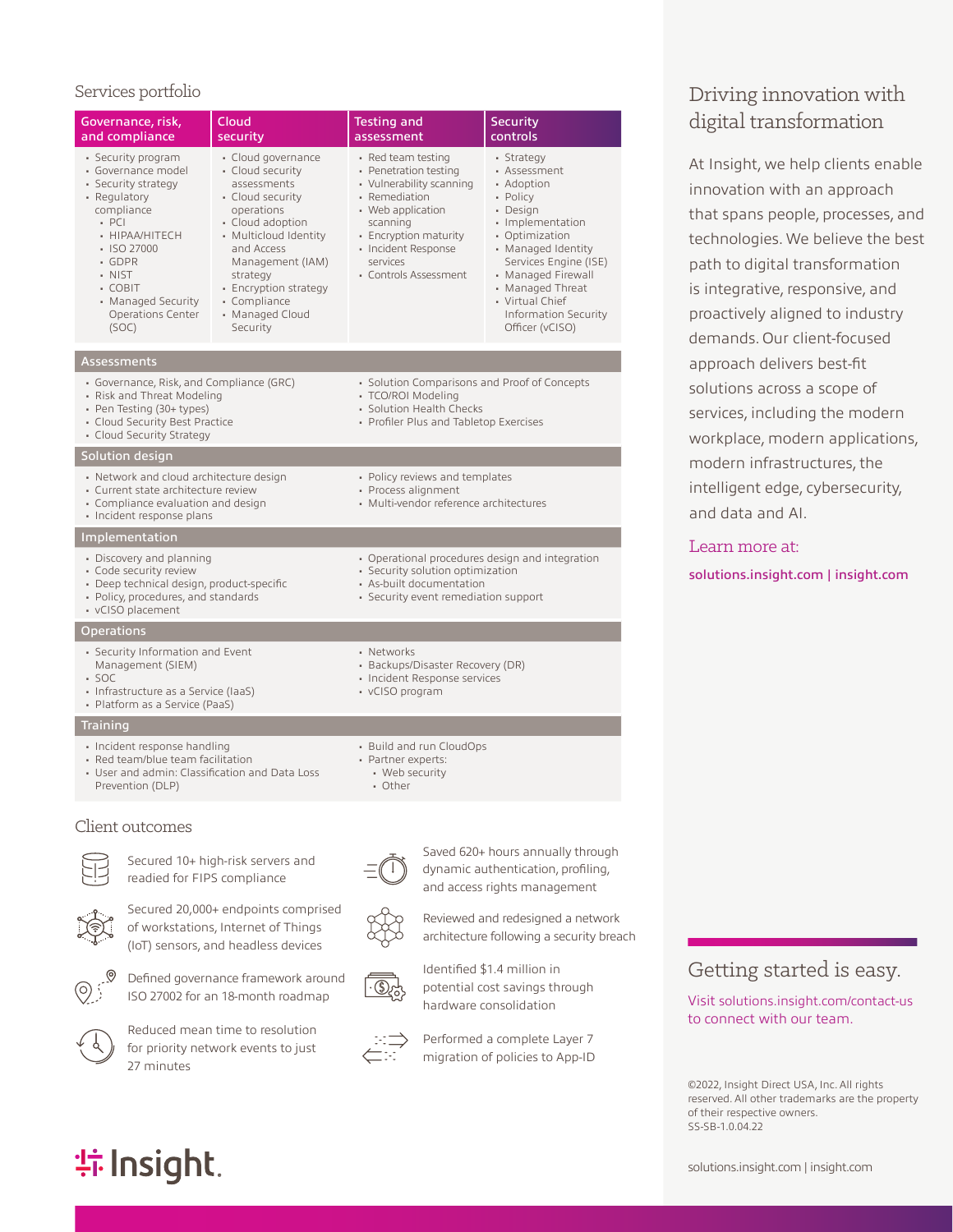## Services portfolio

| Governance, risk, and compliance | Cloud security | Testing and assessment | Security controls |
|---|---|---|---|
| • Security program<br>• Governance model<br>• Security strategy<br>• Regulatory compliance<br>  • PCI<br>  • HIPAA/HITECH<br>  • ISO 27000<br>  • GDPR<br>  • NIST<br>  • COBIT<br>  • Managed Security Operations Center (SOC) | • Cloud governance<br>• Cloud security assessments<br>• Cloud security operations<br>• Cloud adoption<br>• Multicloud Identity and Access Management (IAM) strategy<br>• Encryption strategy<br>• Compliance<br>• Managed Cloud Security | • Red team testing<br>• Penetration testing<br>• Vulnerability scanning<br>• Remediation<br>• Web application scanning<br>• Encryption maturity<br>• Incident Response services<br>• Controls Assessment | • Strategy<br>• Assessment<br>• Adoption<br>• Policy<br>• Design<br>• Implementation<br>• Optimization<br>• Managed Identity Services Engine (ISE)<br>• Managed Firewall<br>• Managed Threat<br>• Virtual Chief Information Security Officer (vCISO) |

### Assessments

- Governance, Risk, and Compliance (GRC)
- Risk and Threat Modeling
- Pen Testing (30+ types)
- Cloud Security Best Practice
- Cloud Security Strategy
- Solution Comparisons and Proof of Concepts
- TCO/ROI Modeling
- Solution Health Checks
- Profiler Plus and Tabletop Exercises

### Solution design

- Network and cloud architecture design
- Current state architecture review
- Compliance evaluation and design
- Incident response plans
- Policy reviews and templates
- Process alignment
- Multi-vendor reference architectures

### Implementation

- Discovery and planning
- Code security review
- Deep technical design, product-specific
- Policy, procedures, and standards
- vCISO placement
- Operational procedures design and integration
- Security solution optimization
- As-built documentation
- Security event remediation support

### Operations

- Security Information and Event Management (SIEM)
- SOC
- Infrastructure as a Service (IaaS)
- Platform as a Service (PaaS)
- Networks
- Backups/Disaster Recovery (DR)
- Incident Response services
- vCISO program

### Training

- Incident response handling
- Red team/blue team facilitation
- User and admin: Classification and Data Loss Prevention (DLP)
- Build and run CloudOps
- Partner experts:
  - Web security
  - Other

## Client outcomes

- Secured 10+ high-risk servers and readied for FIPS compliance
- Secured 20,000+ endpoints comprised of workstations, Internet of Things (IoT) sensors, and headless devices
- Defined governance framework around ISO 27002 for an 18-month roadmap
- Reduced mean time to resolution for priority network events to just 27 minutes
- Saved 620+ hours annually through dynamic authentication, profiling, and access rights management
- Reviewed and redesigned a network architecture following a security breach
- Identified $1.4 million in potential cost savings through hardware consolidation
- Performed a complete Layer 7 migration of policies to App-ID

Insight.

## Driving innovation with digital transformation

At Insight, we help clients enable innovation with an approach that spans people, processes, and technologies. We believe the best path to digital transformation is integrative, responsive, and proactively aligned to industry demands. Our client-focused approach delivers best-fit solutions across a scope of services, including the modern workplace, modern applications, modern infrastructures, the intelligent edge, cybersecurity, and data and AI.

Learn more at:

solutions.insight.com | insight.com

## Getting started is easy.

Visit solutions.insight.com/contact-us to connect with our team.

©2022, Insight Direct USA, Inc. All rights reserved. All other trademarks are the property of their respective owners. SS-SB-1.0.04.22

solutions.insight.com | insight.com